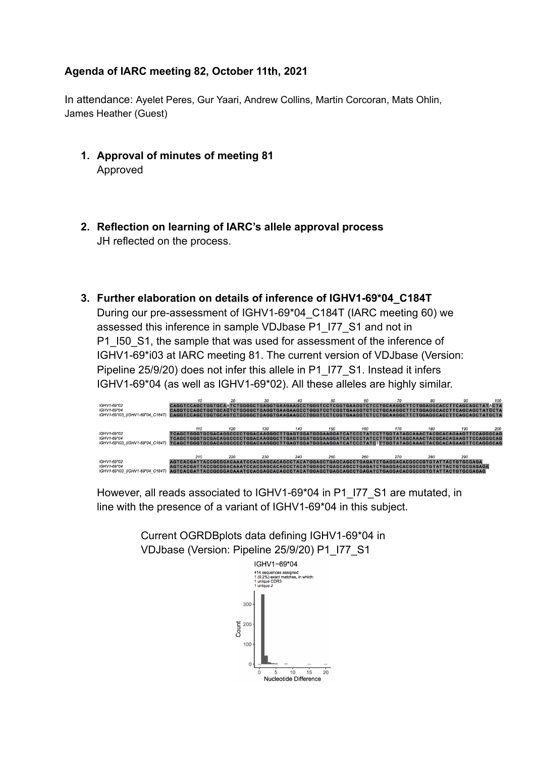**Agenda of IARC meeting 82, October 11th, 2021**

In attendance: Ayelet Peres, Gur Yaari, Andrew Collins, Martin Corcoran, Mats Ohlin, James Heather (Guest)

1. **Approval of minutes of meeting 81**
   Approved

2. **Reflection on learning of IARC's allele approval process**
   JH reflected on the process.

3. **Further elaboration on details of inference of IGHV1-69*04_C184T**
   During our pre-assessment of IGHV1-69*04_C184T (IARC meeting 60) we assessed this inference in sample VDJbase P1_I77_S1 and not in P1_I50_S1, the sample that was used for assessment of the inference of IGHV1-69*i03 at IARC meeting 81. The current version of VDJbase (Version: Pipeline 25/9/20) does not infer this allele in P1_I77_S1. Instead it infers IGHV1-69*04 (as well as IGHV1-69*02). All these alleles are highly similar.

   However, all reads associated to IGHV1-69*04 in P1_I77_S1 are mutated, in line with the presence of a variant of IGHV1-69*04 in this subject.

   Current OGRDBplots data defining IGHV1-69*04 in VDJbase (Version: Pipeline 25/9/20) P1_I77_S1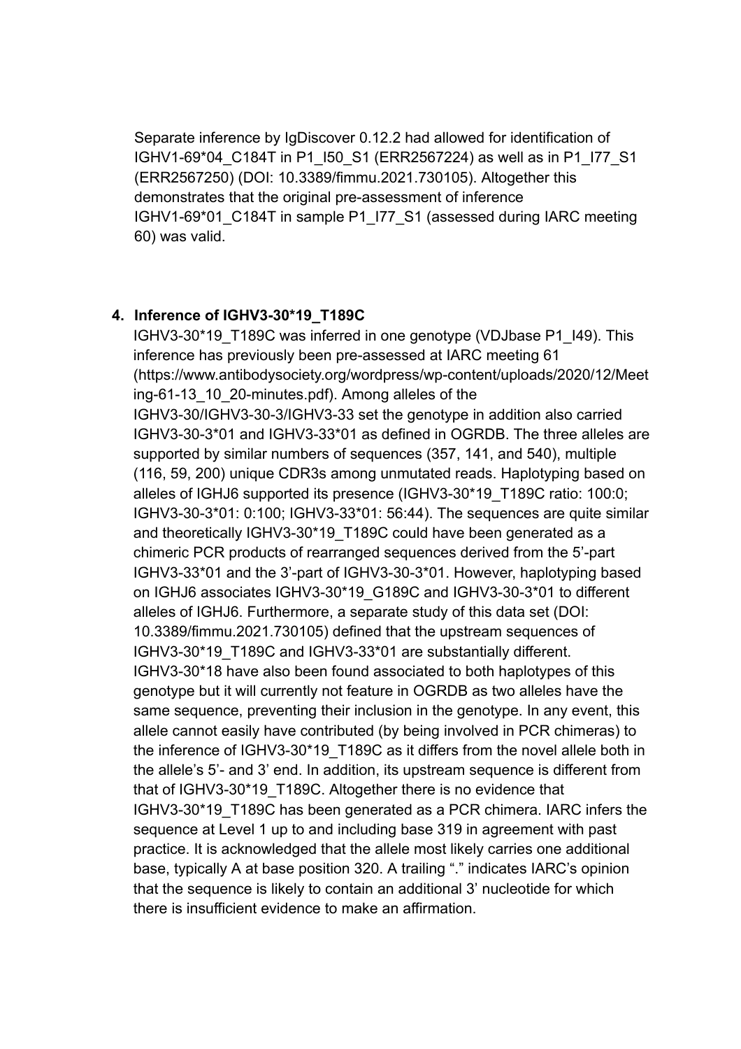Separate inference by IgDiscover 0.12.2 had allowed for identification of IGHV1-69*04_C184T in P1_I50_S1 (ERR2567224) as well as in P1_I77_S1 (ERR2567250) (DOI: 10.3389/fimmu.2021.730105). Altogether this demonstrates that the original pre-assessment of inference IGHV1-69*01_C184T in sample P1_I77_S1 (assessed during IARC meeting 60) was valid.

4. **Inference of IGHV3-30*19_T189C**

IGHV3-30*19_T189C was inferred in one genotype (VDJbase P1_I49). This inference has previously been pre-assessed at IARC meeting 61 (https://www.antibodysociety.org/wordpress/wp-content/uploads/2020/12/Meeting-61-13_10_20-minutes.pdf). Among alleles of the IGHV3-30/IGHV3-30-3/IGHV3-33 set the genotype in addition also carried IGHV3-30-3*01 and IGHV3-33*01 as defined in OGRDB. The three alleles are supported by similar numbers of sequences (357, 141, and 540), multiple (116, 59, 200) unique CDR3s among unmutated reads. Haplotyping based on alleles of IGHJ6 supported its presence (IGHV3-30*19_T189C ratio: 100:0; IGHV3-30-3*01: 0:100; IGHV3-33*01: 56:44). The sequences are quite similar and theoretically IGHV3-30*19_T189C could have been generated as a chimeric PCR products of rearranged sequences derived from the 5'-part IGHV3-33*01 and the 3'-part of IGHV3-30-3*01. However, haplotyping based on IGHJ6 associates IGHV3-30*19_G189C and IGHV3-30-3*01 to different alleles of IGHJ6. Furthermore, a separate study of this data set (DOI: 10.3389/fimmu.2021.730105) defined that the upstream sequences of IGHV3-30*19_T189C and IGHV3-33*01 are substantially different. IGHV3-30*18 have also been found associated to both haplotypes of this genotype but it will currently not feature in OGRDB as two alleles have the same sequence, preventing their inclusion in the genotype. In any event, this allele cannot easily have contributed (by being involved in PCR chimeras) to the inference of IGHV3-30*19_T189C as it differs from the novel allele both in the allele's 5'- and 3' end. In addition, its upstream sequence is different from that of IGHV3-30*19_T189C. Altogether there is no evidence that IGHV3-30*19_T189C has been generated as a PCR chimera. IARC infers the sequence at Level 1 up to and including base 319 in agreement with past practice. It is acknowledged that the allele most likely carries one additional base, typically A at base position 320. A trailing "." indicates IARC's opinion that the sequence is likely to contain an additional 3' nucleotide for which there is insufficient evidence to make an affirmation.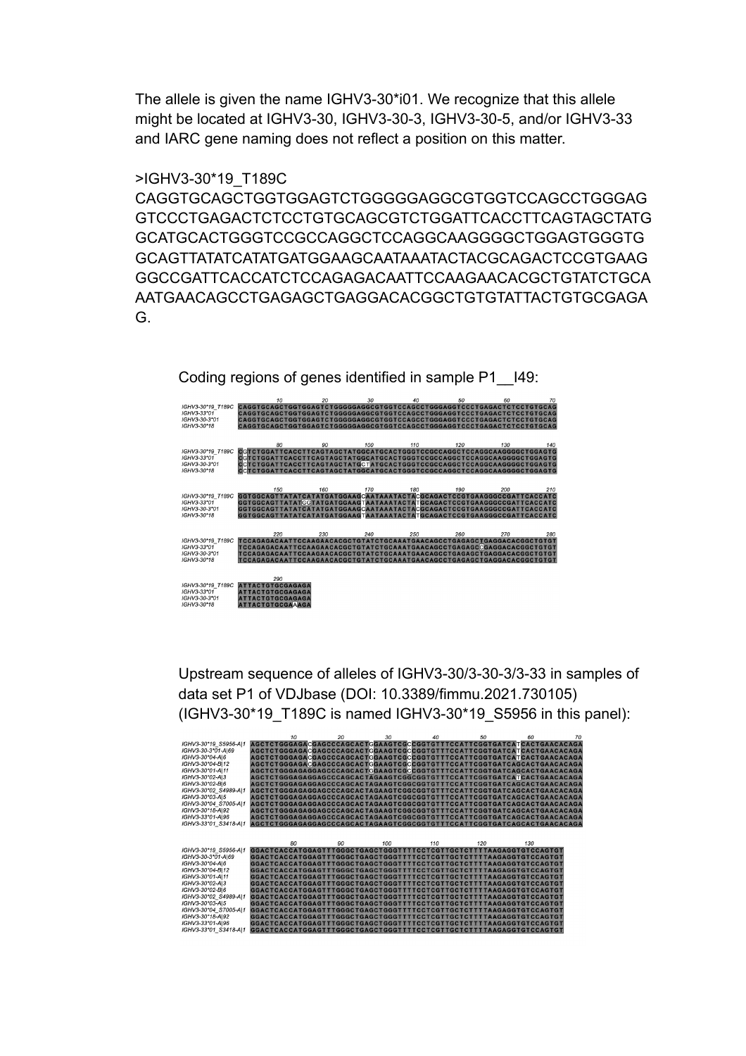The allele is given the name IGHV3-30*i01. We recognize that this allele might be located at IGHV3-30, IGHV3-30-3, IGHV3-30-5, and/or IGHV3-33 and IARC gene naming does not reflect a position on this matter.

```
>IGHV3-30*19_T189C
CAGGTGCAGCTGGTGGAGTCTGGGGGAGGCGTGGTCCAGCCTGGGAG
GTCCCTGAGACTCTCCTGTGCAGCGTCTGGATTCACCTTCAGTAGCTATG
GCATGCACTGGGTCCGCCAGGCTCCAGGCAAGGGGCTGGAGTGGGTG
GCAGTTATATCATATGATGGAAGCAATAAATACTACGCAGACTCCGTGAAG
GGCCGATTCACCATCTCCAGAGACAATTCCAAGAACACGCTGTATCTGCA
AATGAACAGCCTGAGAGCTGAGGACACGGCTGTGTATTACTGTGCGAGA
G.
```

Coding regions of genes identified in sample P1__I49:

```
                    10        20        30        40        50        60        70
IGHV3-30*19_T189C  CAGGTGCAGCTGGTGGAGTCTGGGGGAGGCGTGGTCCAGCCTGGGAGGTCCCTGAGACTCTCCTGTGCAG
IGHV3-33*01        CAGGTGCAGCTGGTGGAGTCTGGGGGAGGCGTGGTCCAGCCTGGGAGGTCCCTGAGACTCTCCTGTGCAG
IGHV3-30-3*01      CAGGTGCAGCTGGTGGAGTCTGGGGGAGGCGTGGTCCAGCCTGGGAGGTCCCTGAGACTCTCCTGTGCAG
IGHV3-30*18        CAGGTGCAGCTGGTGGAGTCTGGGGGAGGCGTGGTCCAGCCTGGGAGGTCCCTGAGACTCTCCTGTGCAG

                    80        90        100       110       120       130       140
IGHV3-30*19_T189C  CGTCTGGATTCACCTTCAGTAGCTATGGCATGCACTGGGTCCGCCAGGCTCCAGGCAAGGGGCTGGAGTG
IGHV3-33*01        CGTCTGGATTCACCTTCAGTAGCTATGGCATGCACTGGGTCCGCCAGGCTCCAGGCAAGGGGCTGGAGTG
IGHV3-30-3*01      CCTCTGGATTCACCTTCAGTAGCTATGCTATGCACTGGGTCCGCCAGGCTCCAGGCAAGGGGCTGGAGTG
IGHV3-30*18        GCTCTGGATTCACCTTCAGTAGCTATGGCATGCACTGGGTCCGCCAGGCTCCAGGCAAGGGGCTGGAGTG

                    150       160       170       180       190       200       210
IGHV3-30*19_T189C  GGTGGCAGTTATATCATATGATGGAAGCAATAAATACTACGCAGACTCCGTGAAGGGCCGATTCACCATC
IGHV3-33*01        GGTGGCAGTTATATGGTATGATGGAAGTAATAAATACTATGCAGACTCCGTGAAGGGCCGATTCACCATC
IGHV3-30-3*01      GGTGGCAGTTATATCATATGATGGAAGCAATAAATACTACGCAGACTCCGTGAAGGGCCGATTCACCATC
IGHV3-30*18        GGTGGCAGTTATATCATATGATGGAAGTAATAAATACTATGCAGACTCCGTGAAGGGCCGATTCACCATC

                    220       230       240       250       260       270       280
IGHV3-30*19_T189C  TCCAGAGACAATTCCAAGAACACGCTGTATCTGCAAATGAACAGCCTGAGAGCTGAGGACACGGCTGTGT
IGHV3-33*01        TCCAGAGACAATTCCAAGAACACGCTGTATCTGCAAATGAACAGCCTGAGAGCCGAGGACACGGCTGTGT
IGHV3-30-3*01      TCCAGAGACAATTCCAAGAACACGCTGTATCTGCAAATGAACAGCCTGAGAGCTGAGGACACGGCTGTGT
IGHV3-30*18        TCCAGAGACAATTCCAAGAACACGCTGTATCTGCAAATGAACAGCCTGAGAGCTGAGGACACGGCTGTGT

                    290
IGHV3-30*19_T189C  ATTACTGTGCGAGAGA
IGHV3-33*01        ATTACTGTGCGAGAGA
IGHV3-30-3*01      ATTACTGTGCGAGAGA
IGHV3-30*18        ATTACTGTGCGAAAGA
```

Upstream sequence of alleles of IGHV3-30/3-30-3/3-33 in samples of data set P1 of VDJbase (DOI: 10.3389/fimmu.2021.730105) (IGHV3-30*19_T189C is named IGHV3-30*19_S5956 in this panel):

```
                         10        20        30        40        50        60        70
IGHV3-30*19_S5956-A|1   AGCTCTGGGAGACGAGCCCAGCACTGGAAGTCGCCGGTGTTTCCATTCGGTGATCATCACTGAACACAGA
IGHV3-30-3*01-A|69      AGCTCTGGGAGACGAGCCCAGCACTGGAAGTCGCCGGTGTTTCCATTCGGTGATCATCACTGAACACAGA
IGHV3-30*04-A|6         AGCTCTGGGAGACGAGCCCAGCACTGGAAGTCGCCGGTGTTTCCATTCGGTGATCATCACTGAACACAGA
IGHV3-30*04-B|12        AGCTCTGGGAGACGAGCCCAGCACTGGAAGTCGCCGGTGTTTCCATTCGGTGATCAGCACTGAACACAGA
IGHV3-30*01-A|11        AGCTCTGGGAGAGGAGCCCAGCACTGGAAGTCGCCGGTGTTTCCATTCGGTGATCAGCACTGAACACAGA
IGHV3-30*02-A|3         AGCTCTGGGAGAGGAGCCCAGCACTAGAAGTCGGCGGTGTTTCCATTCGGTGATCATCACTGAACACAGA
IGHV3-30*02-B|6         AGCTCTGGGAGAGGAGCCCAGCACTAGAAGTCGGCGGTGTTTCCATTCGGTGATCAGCACTGAACACAGA
IGHV3-30*02_S4989-A|1   AGCTCTGGGAGAGGAGCCCAGCACTAGAAGTCGGCGGTGTTTCCATTCGGTGATCAGCACTGAACACAGA
IGHV3-30*03-A|5         AGCTCTGGGAGAGGAGCCCAGCACTAGAAGTCGGCGGTGTTTCCATTCGGTGATCAGCACTGAACACAGA
IGHV3-30*04_S7005-A|1   AGCTCTGGGAGAGGAGCCCAGCACTAGAAGTCGGCGGTGTTTCCATTCGGTGATCAGCACTGAACACAGA
IGHV3-30*18-A|92        AGCTCTGGGAGAGGAGCCCAGCACTAGAAGTCGGCGGTGTTTCCATTCGGTGATCAGCACTGAACACAGA
IGHV3-33*01-A|96        AGCTCTGGGAGAGGAGCCCAGCACTAGAAGTCGGCGGTGTTTCCATTCGGTGATCAGCACTGAACACAGA
IGHV3-33*01_S3418-A|1   AGCTCTGGGAGAGGAGCCCAGCACTAGAAGTCGGCGGTGTTTCCATTCGGTGATCAGCACTGAACACAGA

                         80        90        100       110       120       130
IGHV3-30*19_S5956-A|1   GGACTCACCATGGAGTTTGGGCTGAGCTGGGTTTTCCTCGTTGCTCTTTTAAGAGGTGTCCAGTGT
IGHV3-30-3*01-A|69      GGACTCACCATGGAGTTTGGGCTGAGCTGGGTTTTCCTCGTTGCTCTTTTAAGAGGTGTCCAGTGT
IGHV3-30*04-A|6         GGACTCACCATGGAGTTTGGGCTGAGCTGGGTTTTCCTCGTTGCTCTTTTAAGAGGTGTCCAGTGT
IGHV3-30*04-B|12        GGACTCACCATGGAGTTTGGGCTGAGCTGGGTTTTCCTCGTTGCTCTTTTAAGAGGTGTCCAGTGT
IGHV3-30*01-A|11        GGACTCACCATGGAGTTTGGGCTGAGCTGGGTTTTCCTCGTTGCTCTTTTAAGAGGTGTCCAGTGT
IGHV3-30*02-A|3         GGACTCACCATGGAGTTTGGGCTGAGCTGGGTTTTCCTCGTTGCTCTTTTAAGAGGTGTCCAGTGT
IGHV3-30*02-B|6         GGACTCACCATGGAGTTTGGGCTGAGCTGGGTTTTCCTCGTTGCTCTTTTAAGAGGTGTCCAGTGT
IGHV3-30*02_S4989-A|1   GGACTCACCATGGAGTTTGGGCTGAGCTGGGTTTTCCTCGTTGCTCTTTTAAGAGGTGTCCAGTGT
IGHV3-30*03-A|5         GGACTCACCATGGAGTTTGGGCTGAGCTGGGTTTTCCTCGTTGCTCTTTTAAGAGGTGTCCAGTGT
IGHV3-30*04_S7005-A|1   GGACTCACCATGGAGTTTGGGCTGAGCTGGGTTTTCCTCGTTGCTCTTTTAAGAGGTGTCCAGTGT
IGHV3-30*18-A|92        GGACTCACCATGGAGTTTGGGCTGAGCTGGGTTTTCCTCGTTGCTCTTTTAAGAGGTGTCCAGTGT
IGHV3-33*01-A|96        GGACTCACCATGGAGTTTGGGCTGAGCTGGGTTTTCCTCGTTGCTCTTTTAAGAGGTGTCCAGTGT
IGHV3-33*01_S3418-A|1   GGACTCACCATGGAGTTTGGGCTGAGCTGGGTTTTCCTCGTTGCTCTTTTAAGAGGTGTCCAGTGT
```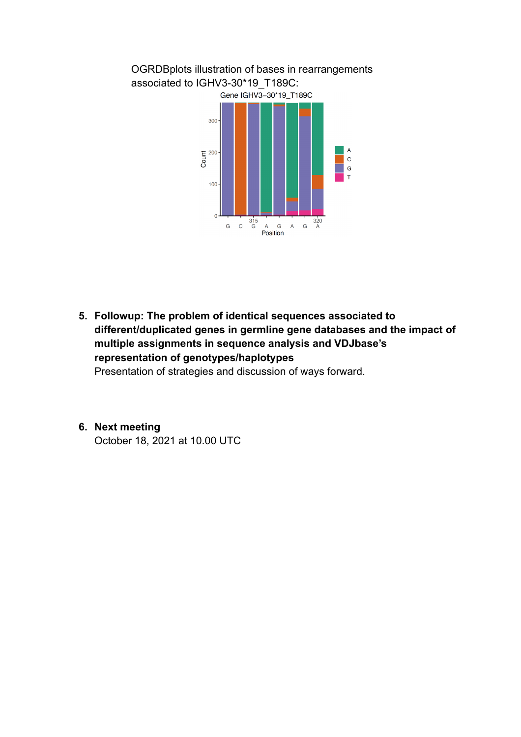OGRDBplots illustration of bases in rearrangements associated to IGHV3-30*19_T189C:

Gene IGHV3–30*19_T189C

Count

300

200

100

0

G C G A G A G A

315 320

Position

A
C
G
T

5. **Followup: The problem of identical sequences associated to different/duplicated genes in germline gene databases and the impact of multiple assignments in sequence analysis and VDJbase's representation of genotypes/haplotypes**
   Presentation of strategies and discussion of ways forward.

6. **Next meeting**
   October 18, 2021 at 10.00 UTC